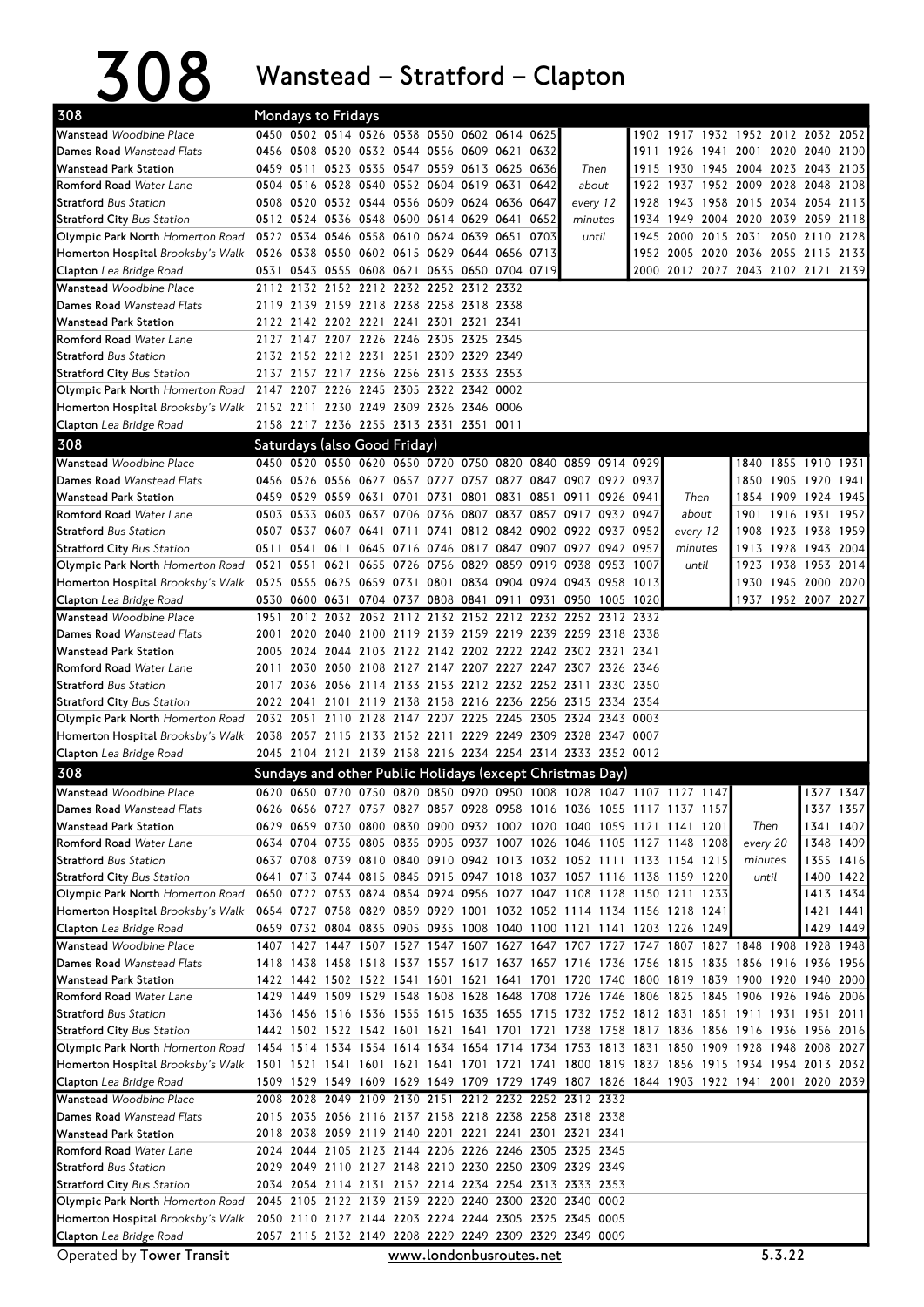# 308 Wanstead – Stratford – Clapton

## Mondays to Fridays

| 308 | | | | | | | | | | | | | | | | | |
|---|---|---|---|---|---|---|---|---|---|---|---|---|---|---|---|---|---|
| **Wanstead** *Woodbine Place* | 0450 | 0502 | 0514 | 0526 | 0538 | 0550 | 0602 | 0614 | 0625 | | 1902 | 1917 | 1932 | 1952 | 2012 | 2032 | 2052 |
| **Dames Road** *Wanstead Flats* | 0456 | 0508 | 0520 | 0532 | 0544 | 0556 | 0609 | 0621 | 0632 | | 1911 | 1926 | 1941 | 2001 | 2020 | 2040 | 2100 |
| **Wanstead Park Station** | 0459 | 0511 | 0523 | 0535 | 0547 | 0559 | 0613 | 0625 | 0636 | Then | 1915 | 1930 | 1945 | 2004 | 2023 | 2043 | 2103 |
| **Romford Road** *Water Lane* | 0504 | 0516 | 0528 | 0540 | 0552 | 0604 | 0619 | 0631 | 0642 | about | 1922 | 1937 | 1952 | 2009 | 2028 | 2048 | 2108 |
| **Stratford** *Bus Station* | 0508 | 0520 | 0532 | 0544 | 0556 | 0609 | 0624 | 0636 | 0647 | every 12 | 1928 | 1943 | 1958 | 2015 | 2034 | 2054 | 2113 |
| **Stratford City** *Bus Station* | 0512 | 0524 | 0536 | 0548 | 0600 | 0614 | 0629 | 0641 | 0652 | minutes | 1934 | 1949 | 2004 | 2020 | 2039 | 2059 | 2118 |
| **Olympic Park North** *Homerton Road* | 0522 | 0534 | 0546 | 0558 | 0610 | 0624 | 0639 | 0651 | 0703 | until | 1945 | 2000 | 2015 | 2031 | 2050 | 2110 | 2128 |
| **Homerton Hospital** *Brooksby's Walk* | 0526 | 0538 | 0550 | 0602 | 0615 | 0629 | 0644 | 0656 | 0713 | | 1952 | 2005 | 2020 | 2036 | 2055 | 2115 | 2133 |
| **Clapton** *Lea Bridge Road* | 0531 | 0543 | 0555 | 0608 | 0621 | 0635 | 0650 | 0704 | 0719 | | 2000 | 2012 | 2027 | 2043 | 2102 | 2121 | 2139 |
| **Wanstead** *Woodbine Place* | 2112 | 2132 | 2152 | 2212 | 2232 | 2252 | 2312 | 2332 | | | | | | | | | |
| **Dames Road** *Wanstead Flats* | 2119 | 2139 | 2159 | 2218 | 2238 | 2258 | 2318 | 2338 | | | | | | | | | |
| **Wanstead Park Station** | 2122 | 2142 | 2202 | 2221 | 2241 | 2301 | 2321 | 2341 | | | | | | | | | |
| **Romford Road** *Water Lane* | 2127 | 2147 | 2207 | 2226 | 2246 | 2305 | 2325 | 2345 | | | | | | | | | |
| **Stratford** *Bus Station* | 2132 | 2152 | 2212 | 2231 | 2251 | 2309 | 2329 | 2349 | | | | | | | | | |
| **Stratford City** *Bus Station* | 2137 | 2157 | 2217 | 2236 | 2256 | 2313 | 2333 | 2353 | | | | | | | | | |
| **Olympic Park North** *Homerton Road* | 2147 | 2207 | 2226 | 2245 | 2305 | 2322 | 2342 | 0002 | | | | | | | | | |
| **Homerton Hospital** *Brooksby's Walk* | 2152 | 2211 | 2230 | 2249 | 2309 | 2326 | 2346 | 0006 | | | | | | | | | |
| **Clapton** *Lea Bridge Road* | 2158 | 2217 | 2236 | 2255 | 2313 | 2331 | 2351 | 0011 | | | | | | | | | |

## Saturdays (also Good Friday)

| 308 | | | | | | | | | | | | | | | | | |
|---|---|---|---|---|---|---|---|---|---|---|---|---|---|---|---|---|---|
| **Wanstead** *Woodbine Place* | 0450 | 0520 | 0550 | 0620 | 0650 | 0720 | 0750 | 0820 | 0840 | 0859 | 0914 | 0929 | | 1840 | 1855 | 1910 | 1931 |
| **Dames Road** *Wanstead Flats* | 0456 | 0526 | 0556 | 0627 | 0657 | 0727 | 0757 | 0827 | 0847 | 0907 | 0922 | 0937 | | 1850 | 1905 | 1920 | 1941 |
| **Wanstead Park Station** | 0459 | 0529 | 0559 | 0631 | 0701 | 0731 | 0801 | 0831 | 0851 | 0911 | 0926 | 0941 | Then | 1854 | 1909 | 1924 | 1945 |
| **Romford Road** *Water Lane* | 0503 | 0533 | 0603 | 0637 | 0706 | 0736 | 0807 | 0837 | 0857 | 0917 | 0932 | 0947 | about | 1901 | 1916 | 1931 | 1952 |
| **Stratford** *Bus Station* | 0507 | 0537 | 0607 | 0641 | 0711 | 0741 | 0812 | 0842 | 0902 | 0922 | 0937 | 0952 | every 12 | 1908 | 1923 | 1938 | 1959 |
| **Stratford City** *Bus Station* | 0511 | 0541 | 0611 | 0645 | 0716 | 0746 | 0817 | 0847 | 0907 | 0927 | 0942 | 0957 | minutes | 1913 | 1928 | 1943 | 2004 |
| **Olympic Park North** *Homerton Road* | 0521 | 0551 | 0621 | 0655 | 0726 | 0756 | 0829 | 0859 | 0919 | 0938 | 0953 | 1007 | until | 1923 | 1938 | 1953 | 2014 |
| **Homerton Hospital** *Brooksby's Walk* | 0525 | 0555 | 0625 | 0659 | 0731 | 0801 | 0834 | 0904 | 0924 | 0943 | 0958 | 1013 | | 1930 | 1945 | 2000 | 2020 |
| **Clapton** *Lea Bridge Road* | 0530 | 0600 | 0631 | 0704 | 0737 | 0808 | 0841 | 0911 | 0931 | 0950 | 1005 | 1020 | | 1937 | 1952 | 2007 | 2027 |
| **Wanstead** *Woodbine Place* | 1951 | 2012 | 2032 | 2052 | 2112 | 2132 | 2152 | 2212 | 2232 | 2252 | 2312 | 2332 | | | | | |
| **Dames Road** *Wanstead Flats* | 2001 | 2020 | 2040 | 2100 | 2119 | 2139 | 2159 | 2219 | 2239 | 2259 | 2318 | 2338 | | | | | |
| **Wanstead Park Station** | 2005 | 2024 | 2044 | 2103 | 2122 | 2142 | 2202 | 2222 | 2242 | 2302 | 2321 | 2341 | | | | | |
| **Romford Road** *Water Lane* | 2011 | 2030 | 2050 | 2108 | 2127 | 2147 | 2207 | 2227 | 2247 | 2307 | 2326 | 2346 | | | | | |
| **Stratford** *Bus Station* | 2017 | 2036 | 2056 | 2114 | 2133 | 2153 | 2212 | 2232 | 2252 | 2311 | 2330 | 2350 | | | | | |
| **Stratford City** *Bus Station* | 2022 | 2041 | 2101 | 2119 | 2138 | 2158 | 2216 | 2236 | 2256 | 2315 | 2334 | 2354 | | | | | |
| **Olympic Park North** *Homerton Road* | 2032 | 2051 | 2110 | 2128 | 2147 | 2207 | 2225 | 2245 | 2305 | 2324 | 2343 | 0003 | | | | | |
| **Homerton Hospital** *Brooksby's Walk* | 2038 | 2057 | 2115 | 2133 | 2152 | 2211 | 2229 | 2249 | 2309 | 2328 | 2347 | 0007 | | | | | |
| **Clapton** *Lea Bridge Road* | 2045 | 2104 | 2121 | 2139 | 2158 | 2216 | 2234 | 2254 | 2314 | 2333 | 2352 | 0012 | | | | | |

## Sundays and other Public Holidays (except Christmas Day)

| 308 | | | | | | | | | | | | | | | | | | |
|---|---|---|---|---|---|---|---|---|---|---|---|---|---|---|---|---|---|---|
| **Wanstead** *Woodbine Place* | 0620 | 0650 | 0720 | 0750 | 0820 | 0850 | 0920 | 0950 | 1008 | 1028 | 1047 | 1107 | 1127 | 1147 | | | 1327 | 1347 |
| **Dames Road** *Wanstead Flats* | 0626 | 0656 | 0727 | 0757 | 0827 | 0857 | 0928 | 0958 | 1016 | 1036 | 1055 | 1117 | 1137 | 1157 | | | 1337 | 1357 |
| **Wanstead Park Station** | 0629 | 0659 | 0730 | 0800 | 0830 | 0900 | 0932 | 1002 | 1020 | 1040 | 1059 | 1121 | 1141 | 1201 | Then | | 1341 | 1402 |
| **Romford Road** *Water Lane* | 0634 | 0704 | 0735 | 0805 | 0835 | 0905 | 0937 | 1007 | 1026 | 1046 | 1105 | 1127 | 1148 | 1208 | every 20 | | 1348 | 1409 |
| **Stratford** *Bus Station* | 0637 | 0708 | 0739 | 0810 | 0840 | 0910 | 0942 | 1013 | 1032 | 1052 | 1111 | 1133 | 1154 | 1215 | minutes | | 1355 | 1416 |
| **Stratford City** *Bus Station* | 0641 | 0713 | 0744 | 0815 | 0845 | 0915 | 0947 | 1018 | 1037 | 1057 | 1116 | 1138 | 1159 | 1220 | until | | 1400 | 1422 |
| **Olympic Park North** *Homerton Road* | 0650 | 0722 | 0753 | 0824 | 0854 | 0924 | 0956 | 1027 | 1047 | 1108 | 1128 | 1150 | 1211 | 1233 | | | 1413 | 1434 |
| **Homerton Hospital** *Brooksby's Walk* | 0654 | 0727 | 0758 | 0829 | 0859 | 0929 | 1001 | 1032 | 1052 | 1114 | 1134 | 1156 | 1218 | 1241 | | | 1421 | 1441 |
| **Clapton** *Lea Bridge Road* | 0659 | 0732 | 0804 | 0835 | 0905 | 0935 | 1008 | 1040 | 1100 | 1121 | 1141 | 1203 | 1226 | 1249 | | | 1429 | 1449 |
| **Wanstead** *Woodbine Place* | 1407 | 1427 | 1447 | 1507 | 1527 | 1547 | 1607 | 1627 | 1647 | 1707 | 1727 | 1747 | 1807 | 1827 | 1848 | 1908 | 1928 | 1948 |
| **Dames Road** *Wanstead Flats* | 1418 | 1438 | 1458 | 1518 | 1537 | 1557 | 1617 | 1637 | 1657 | 1716 | 1736 | 1756 | 1815 | 1835 | 1856 | 1916 | 1936 | 1956 |
| **Wanstead Park Station** | 1422 | 1442 | 1502 | 1522 | 1541 | 1601 | 1621 | 1641 | 1701 | 1720 | 1740 | 1800 | 1819 | 1839 | 1900 | 1920 | 1940 | 2000 |
| **Romford Road** *Water Lane* | 1429 | 1449 | 1509 | 1529 | 1548 | 1608 | 1628 | 1648 | 1708 | 1726 | 1746 | 1806 | 1825 | 1845 | 1906 | 1926 | 1946 | 2006 |
| **Stratford** *Bus Station* | 1436 | 1456 | 1516 | 1536 | 1555 | 1615 | 1635 | 1655 | 1715 | 1732 | 1752 | 1812 | 1831 | 1851 | 1911 | 1931 | 1951 | 2011 |
| **Stratford City** *Bus Station* | 1442 | 1502 | 1522 | 1542 | 1601 | 1621 | 1641 | 1701 | 1721 | 1738 | 1758 | 1817 | 1836 | 1856 | 1916 | 1936 | 1956 | 2016 |
| **Olympic Park North** *Homerton Road* | 1454 | 1514 | 1534 | 1554 | 1614 | 1634 | 1654 | 1714 | 1734 | 1753 | 1813 | 1831 | 1850 | 1909 | 1928 | 1948 | 2008 | 2027 |
| **Homerton Hospital** *Brooksby's Walk* | 1501 | 1521 | 1541 | 1601 | 1621 | 1641 | 1701 | 1721 | 1741 | 1800 | 1819 | 1837 | 1856 | 1915 | 1934 | 1954 | 2013 | 2032 |
| **Clapton** *Lea Bridge Road* | 1509 | 1529 | 1549 | 1609 | 1629 | 1649 | 1709 | 1729 | 1749 | 1807 | 1826 | 1844 | 1903 | 1922 | 1941 | 2001 | 2020 | 2039 |
| **Wanstead** *Woodbine Place* | 2008 | 2028 | 2049 | 2109 | 2130 | 2151 | 2212 | 2232 | 2252 | 2312 | 2332 | | | | | | | |
| **Dames Road** *Wanstead Flats* | 2015 | 2035 | 2056 | 2116 | 2137 | 2158 | 2218 | 2238 | 2258 | 2318 | 2338 | | | | | | | |
| **Wanstead Park Station** | 2018 | 2038 | 2059 | 2119 | 2140 | 2201 | 2221 | 2241 | 2301 | 2321 | 2341 | | | | | | | |
| **Romford Road** *Water Lane* | 2024 | 2044 | 2105 | 2123 | 2144 | 2206 | 2226 | 2246 | 2305 | 2325 | 2345 | | | | | | | |
| **Stratford** *Bus Station* | 2029 | 2049 | 2110 | 2127 | 2148 | 2210 | 2230 | 2250 | 2309 | 2329 | 2349 | | | | | | | |
| **Stratford City** *Bus Station* | 2034 | 2054 | 2114 | 2131 | 2152 | 2214 | 2234 | 2254 | 2313 | 2333 | 2353 | | | | | | | |
| **Olympic Park North** *Homerton Road* | 2045 | 2105 | 2122 | 2139 | 2159 | 2220 | 2240 | 2300 | 2320 | 2340 | 0002 | | | | | | | |
| **Homerton Hospital** *Brooksby's Walk* | 2050 | 2110 | 2127 | 2144 | 2203 | 2224 | 2244 | 2305 | 2325 | 2345 | 0005 | | | | | | | |
| **Clapton** *Lea Bridge Road* | 2057 | 2115 | 2132 | 2149 | 2208 | 2229 | 2249 | 2309 | 2329 | 2349 | 0009 | | | | | | | |

Operated by **Tower Transit** www.londonbusroutes.net 5.3.22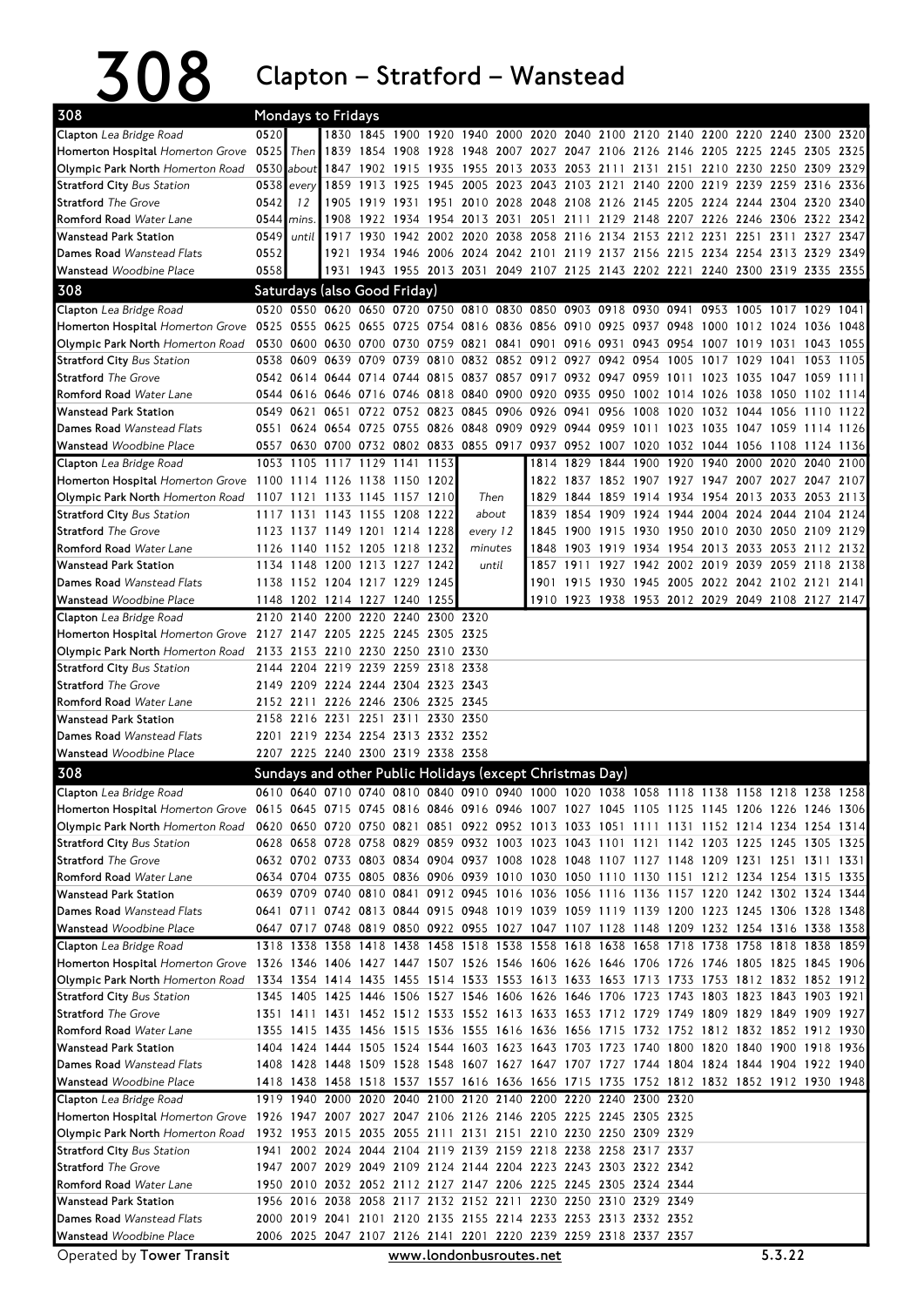# 308 Clapton – Stratford – Wanstead

## Mondays to Fridays

| | | | | | | | | | | | | | | | | | | | |
|---|---|---|---|---|---|---|---|---|---|---|---|---|---|---|---|---|---|---|---|
| Clapton *Lea Bridge Road* | 0520 | | 1830 | 1845 | 1900 | 1920 | 1940 | 2000 | 2020 | 2040 | 2100 | 2120 | 2140 | 2200 | 2220 | 2240 | 2300 | 2320 |
| Homerton Hospital *Homerton Grove* | 0525 | Then | 1839 | 1854 | 1908 | 1928 | 1948 | 2007 | 2027 | 2047 | 2106 | 2126 | 2146 | 2205 | 2225 | 2245 | 2305 | 2325 |
| Olympic Park North *Homerton Road* | 0530 | about | 1847 | 1902 | 1915 | 1935 | 1955 | 2013 | 2033 | 2053 | 2111 | 2131 | 2151 | 2210 | 2230 | 2250 | 2309 | 2329 |
| Stratford City *Bus Station* | 0538 | every | 1859 | 1913 | 1925 | 1945 | 2005 | 2023 | 2043 | 2103 | 2121 | 2140 | 2200 | 2219 | 2239 | 2259 | 2316 | 2336 |
| Stratford *The Grove* | 0542 | 12 | 1905 | 1919 | 1931 | 1951 | 2010 | 2028 | 2048 | 2108 | 2126 | 2145 | 2205 | 2224 | 2244 | 2304 | 2320 | 2340 |
| Romford Road *Water Lane* | 0544 | mins. | 1908 | 1922 | 1934 | 1954 | 2013 | 2031 | 2051 | 2111 | 2129 | 2148 | 2207 | 2226 | 2246 | 2306 | 2322 | 2342 |
| Wanstead Park Station | 0549 | until | 1917 | 1930 | 1942 | 2002 | 2020 | 2038 | 2058 | 2116 | 2134 | 2153 | 2212 | 2231 | 2251 | 2311 | 2327 | 2347 |
| Dames Road *Wanstead Flats* | 0552 | | 1921 | 1934 | 1946 | 2006 | 2024 | 2042 | 2101 | 2119 | 2137 | 2156 | 2215 | 2234 | 2254 | 2313 | 2329 | 2349 |
| Wanstead *Woodbine Place* | 0558 | | 1931 | 1943 | 1955 | 2013 | 2031 | 2049 | 2107 | 2125 | 2143 | 2202 | 2221 | 2240 | 2300 | 2319 | 2335 | 2355 |

## Saturdays (also Good Friday)

| | | | | | | | | | | | | | | | | | | |
|---|---|---|---|---|---|---|---|---|---|---|---|---|---|---|---|---|---|---|
| Clapton *Lea Bridge Road* | 0520 | 0550 | 0620 | 0650 | 0720 | 0750 | 0810 | 0830 | 0850 | 0903 | 0918 | 0930 | 0941 | 0953 | 1005 | 1017 | 1029 | 1041 |
| Homerton Hospital *Homerton Grove* | 0525 | 0555 | 0625 | 0655 | 0725 | 0754 | 0816 | 0836 | 0856 | 0910 | 0925 | 0937 | 0948 | 1000 | 1012 | 1024 | 1036 | 1048 |
| Olympic Park North *Homerton Road* | 0530 | 0600 | 0630 | 0700 | 0730 | 0759 | 0821 | 0841 | 0901 | 0916 | 0931 | 0943 | 0954 | 1007 | 1019 | 1031 | 1043 | 1055 |
| Stratford City *Bus Station* | 0538 | 0609 | 0639 | 0709 | 0739 | 0810 | 0832 | 0852 | 0912 | 0927 | 0942 | 0954 | 1005 | 1017 | 1029 | 1041 | 1053 | 1105 |
| Stratford *The Grove* | 0542 | 0614 | 0644 | 0714 | 0744 | 0815 | 0837 | 0857 | 0917 | 0932 | 0947 | 0959 | 1011 | 1023 | 1035 | 1047 | 1059 | 1111 |
| Romford Road *Water Lane* | 0544 | 0616 | 0646 | 0716 | 0746 | 0818 | 0840 | 0900 | 0920 | 0935 | 0950 | 1002 | 1014 | 1026 | 1038 | 1050 | 1102 | 1114 |
| Wanstead Park Station | 0549 | 0621 | 0651 | 0722 | 0752 | 0823 | 0845 | 0906 | 0926 | 0941 | 0956 | 1008 | 1020 | 1032 | 1044 | 1056 | 1110 | 1122 |
| Dames Road *Wanstead Flats* | 0551 | 0624 | 0654 | 0725 | 0755 | 0826 | 0848 | 0909 | 0929 | 0944 | 0959 | 1011 | 1023 | 1035 | 1047 | 1059 | 1114 | 1126 |
| Wanstead *Woodbine Place* | 0557 | 0630 | 0700 | 0732 | 0802 | 0833 | 0855 | 0917 | 0937 | 0952 | 1007 | 1020 | 1032 | 1044 | 1056 | 1108 | 1124 | 1136 |

| | | | | | | | | | | | | | | | | | |
|---|---|---|---|---|---|---|---|---|---|---|---|---|---|---|---|---|---|
| Clapton *Lea Bridge Road* | 1053 | 1105 | 1117 | 1129 | 1141 | 1153 | | 1814 | 1829 | 1844 | 1900 | 1920 | 1940 | 2000 | 2020 | 2040 | 2100 |
| Homerton Hospital *Homerton Grove* | 1100 | 1114 | 1126 | 1138 | 1150 | 1202 | | 1822 | 1837 | 1852 | 1907 | 1927 | 1947 | 2007 | 2027 | 2047 | 2107 |
| Olympic Park North *Homerton Road* | 1107 | 1121 | 1133 | 1145 | 1157 | 1210 | Then | 1829 | 1844 | 1859 | 1914 | 1934 | 1954 | 2013 | 2033 | 2053 | 2113 |
| Stratford City *Bus Station* | 1117 | 1131 | 1143 | 1155 | 1208 | 1222 | about | 1839 | 1854 | 1909 | 1924 | 1944 | 2004 | 2024 | 2044 | 2104 | 2124 |
| Stratford *The Grove* | 1123 | 1137 | 1149 | 1201 | 1214 | 1228 | every 12 | 1845 | 1900 | 1915 | 1930 | 1950 | 2010 | 2030 | 2050 | 2109 | 2129 |
| Romford Road *Water Lane* | 1126 | 1140 | 1152 | 1205 | 1218 | 1232 | minutes | 1848 | 1903 | 1919 | 1934 | 1954 | 2013 | 2033 | 2053 | 2112 | 2132 |
| Wanstead Park Station | 1134 | 1148 | 1200 | 1213 | 1227 | 1242 | until | 1857 | 1911 | 1927 | 1942 | 2002 | 2019 | 2039 | 2059 | 2118 | 2138 |
| Dames Road *Wanstead Flats* | 1138 | 1152 | 1204 | 1217 | 1229 | 1245 | | 1901 | 1915 | 1930 | 1945 | 2005 | 2022 | 2042 | 2102 | 2121 | 2141 |
| Wanstead *Woodbine Place* | 1148 | 1202 | 1214 | 1227 | 1240 | 1255 | | 1910 | 1923 | 1938 | 1953 | 2012 | 2029 | 2049 | 2108 | 2127 | 2147 |

| | | | | | | | |
|---|---|---|---|---|---|---|---|
| Clapton *Lea Bridge Road* | 2120 | 2140 | 2200 | 2220 | 2240 | 2300 | 2320 |
| Homerton Hospital *Homerton Grove* | 2127 | 2147 | 2205 | 2225 | 2245 | 2305 | 2325 |
| Olympic Park North *Homerton Road* | 2133 | 2153 | 2210 | 2230 | 2250 | 2310 | 2330 |
| Stratford City *Bus Station* | 2144 | 2204 | 2219 | 2239 | 2259 | 2318 | 2338 |
| Stratford *The Grove* | 2149 | 2209 | 2224 | 2244 | 2304 | 2323 | 2343 |
| Romford Road *Water Lane* | 2152 | 2211 | 2226 | 2246 | 2306 | 2325 | 2345 |
| Wanstead Park Station | 2158 | 2216 | 2231 | 2251 | 2311 | 2330 | 2350 |
| Dames Road *Wanstead Flats* | 2201 | 2219 | 2234 | 2254 | 2313 | 2332 | 2352 |
| Wanstead *Woodbine Place* | 2207 | 2225 | 2240 | 2300 | 2319 | 2338 | 2358 |

## Sundays and other Public Holidays (except Christmas Day)

| | | | | | | | | | | | | | | | | | | |
|---|---|---|---|---|---|---|---|---|---|---|---|---|---|---|---|---|---|---|
| Clapton *Lea Bridge Road* | 0610 | 0640 | 0710 | 0740 | 0810 | 0840 | 0910 | 0940 | 1000 | 1020 | 1038 | 1058 | 1118 | 1138 | 1158 | 1218 | 1238 | 1258 |
| Homerton Hospital *Homerton Grove* | 0615 | 0645 | 0715 | 0745 | 0816 | 0846 | 0916 | 0946 | 1007 | 1027 | 1045 | 1105 | 1125 | 1145 | 1206 | 1226 | 1246 | 1306 |
| Olympic Park North *Homerton Road* | 0620 | 0650 | 0720 | 0750 | 0821 | 0851 | 0922 | 0952 | 1013 | 1033 | 1051 | 1111 | 1131 | 1152 | 1214 | 1234 | 1254 | 1314 |
| Stratford City *Bus Station* | 0628 | 0658 | 0728 | 0758 | 0829 | 0859 | 0932 | 1003 | 1023 | 1043 | 1101 | 1121 | 1142 | 1203 | 1225 | 1245 | 1305 | 1325 |
| Stratford *The Grove* | 0632 | 0702 | 0733 | 0803 | 0834 | 0904 | 0937 | 1008 | 1028 | 1048 | 1107 | 1127 | 1148 | 1209 | 1231 | 1251 | 1311 | 1331 |
| Romford Road *Water Lane* | 0634 | 0704 | 0735 | 0805 | 0836 | 0906 | 0939 | 1010 | 1030 | 1050 | 1110 | 1130 | 1151 | 1212 | 1234 | 1254 | 1315 | 1335 |
| Wanstead Park Station | 0639 | 0709 | 0740 | 0810 | 0841 | 0912 | 0945 | 1016 | 1036 | 1056 | 1116 | 1136 | 1157 | 1220 | 1242 | 1302 | 1324 | 1344 |
| Dames Road *Wanstead Flats* | 0641 | 0711 | 0742 | 0813 | 0844 | 0915 | 0948 | 1019 | 1039 | 1059 | 1119 | 1139 | 1200 | 1223 | 1245 | 1306 | 1328 | 1348 |
| Wanstead *Woodbine Place* | 0647 | 0717 | 0748 | 0819 | 0850 | 0922 | 0955 | 1027 | 1047 | 1107 | 1128 | 1148 | 1209 | 1232 | 1254 | 1316 | 1338 | 1358 |

| | | | | | | | | | | | | | | | | | | |
|---|---|---|---|---|---|---|---|---|---|---|---|---|---|---|---|---|---|---|
| Clapton *Lea Bridge Road* | 1318 | 1338 | 1358 | 1418 | 1438 | 1458 | 1518 | 1538 | 1558 | 1618 | 1638 | 1658 | 1718 | 1738 | 1758 | 1818 | 1838 | 1859 |
| Homerton Hospital *Homerton Grove* | 1326 | 1346 | 1406 | 1427 | 1447 | 1507 | 1526 | 1546 | 1606 | 1626 | 1646 | 1706 | 1726 | 1746 | 1805 | 1825 | 1845 | 1906 |
| Olympic Park North *Homerton Road* | 1334 | 1354 | 1414 | 1435 | 1455 | 1514 | 1533 | 1553 | 1613 | 1633 | 1653 | 1713 | 1733 | 1753 | 1812 | 1832 | 1852 | 1912 |
| Stratford City *Bus Station* | 1345 | 1405 | 1425 | 1446 | 1506 | 1527 | 1546 | 1606 | 1626 | 1646 | 1706 | 1723 | 1743 | 1803 | 1823 | 1843 | 1903 | 1921 |
| Stratford *The Grove* | 1351 | 1411 | 1431 | 1452 | 1512 | 1533 | 1552 | 1613 | 1633 | 1653 | 1712 | 1729 | 1749 | 1809 | 1829 | 1849 | 1909 | 1927 |
| Romford Road *Water Lane* | 1355 | 1415 | 1435 | 1456 | 1515 | 1536 | 1555 | 1616 | 1636 | 1656 | 1715 | 1732 | 1752 | 1812 | 1832 | 1852 | 1912 | 1930 |
| Wanstead Park Station | 1404 | 1424 | 1444 | 1505 | 1524 | 1544 | 1603 | 1623 | 1643 | 1703 | 1723 | 1740 | 1800 | 1820 | 1840 | 1900 | 1918 | 1936 |
| Dames Road *Wanstead Flats* | 1408 | 1428 | 1448 | 1509 | 1528 | 1548 | 1607 | 1627 | 1647 | 1707 | 1727 | 1744 | 1804 | 1824 | 1844 | 1904 | 1922 | 1940 |
| Wanstead *Woodbine Place* | 1418 | 1438 | 1458 | 1518 | 1537 | 1557 | 1616 | 1636 | 1656 | 1715 | 1735 | 1752 | 1812 | 1832 | 1852 | 1912 | 1930 | 1948 |

| | | | | | | | | | | | | | |
|---|---|---|---|---|---|---|---|---|---|---|---|---|---|
| Clapton *Lea Bridge Road* | 1919 | 1940 | 2000 | 2020 | 2040 | 2100 | 2120 | 2140 | 2200 | 2220 | 2240 | 2300 | 2320 |
| Homerton Hospital *Homerton Grove* | 1926 | 1947 | 2007 | 2027 | 2047 | 2106 | 2126 | 2146 | 2205 | 2225 | 2245 | 2305 | 2325 |
| Olympic Park North *Homerton Road* | 1932 | 1953 | 2015 | 2035 | 2055 | 2111 | 2131 | 2151 | 2210 | 2230 | 2250 | 2309 | 2329 |
| Stratford City *Bus Station* | 1941 | 2002 | 2024 | 2044 | 2104 | 2119 | 2139 | 2159 | 2218 | 2238 | 2258 | 2317 | 2337 |
| Stratford *The Grove* | 1947 | 2007 | 2029 | 2049 | 2109 | 2124 | 2144 | 2204 | 2223 | 2243 | 2303 | 2322 | 2342 |
| Romford Road *Water Lane* | 1950 | 2010 | 2032 | 2052 | 2112 | 2127 | 2147 | 2206 | 2225 | 2245 | 2305 | 2324 | 2344 |
| Wanstead Park Station | 1956 | 2016 | 2038 | 2058 | 2117 | 2132 | 2152 | 2211 | 2230 | 2250 | 2310 | 2329 | 2349 |
| Dames Road *Wanstead Flats* | 2000 | 2019 | 2041 | 2101 | 2120 | 2135 | 2155 | 2214 | 2233 | 2253 | 2313 | 2332 | 2352 |
| Wanstead *Woodbine Place* | 2006 | 2025 | 2047 | 2107 | 2126 | 2141 | 2201 | 2220 | 2239 | 2259 | 2318 | 2337 | 2357 |

Operated by **Tower Transit** www.londonbusroutes.net 5.3.22